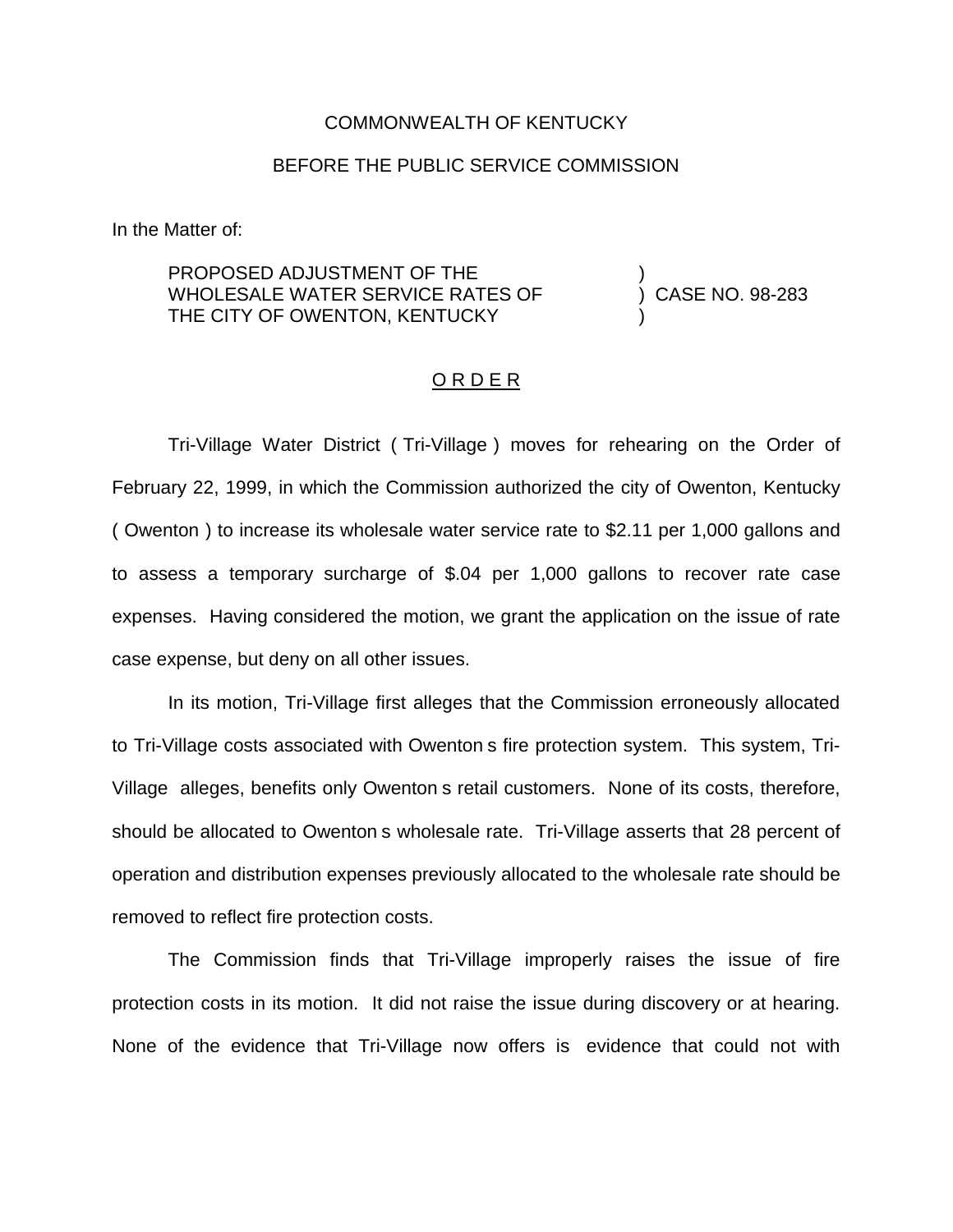COMMONWEALTH OF KENTUCKY

BEFORE THE PUBLIC SERVICE COMMISSION

In the Matter of:

PROPOSED ADJUSTMENT OF THE WHOLESALE WATER SERVICE RATES OF THE CITY OF OWENTON, KENTUCKY ) CASE NO. 98-283

O R D E R

Tri-Village Water District ( Tri-Village ) moves for rehearing on the Order of February 22, 1999, in which the Commission authorized the city of Owenton, Kentucky ( Owenton ) to increase its wholesale water service rate to $2.11 per 1,000 gallons and to assess a temporary surcharge of $.04 per 1,000 gallons to recover rate case expenses. Having considered the motion, we grant the application on the issue of rate case expense, but deny on all other issues.

In its motion, Tri-Village first alleges that the Commission erroneously allocated to Tri-Village costs associated with Owenton s fire protection system. This system, Tri-Village alleges, benefits only Owenton s retail customers. None of its costs, therefore, should be allocated to Owenton s wholesale rate. Tri-Village asserts that 28 percent of operation and distribution expenses previously allocated to the wholesale rate should be removed to reflect fire protection costs.

The Commission finds that Tri-Village improperly raises the issue of fire protection costs in its motion. It did not raise the issue during discovery or at hearing. None of the evidence that Tri-Village now offers is evidence that could not with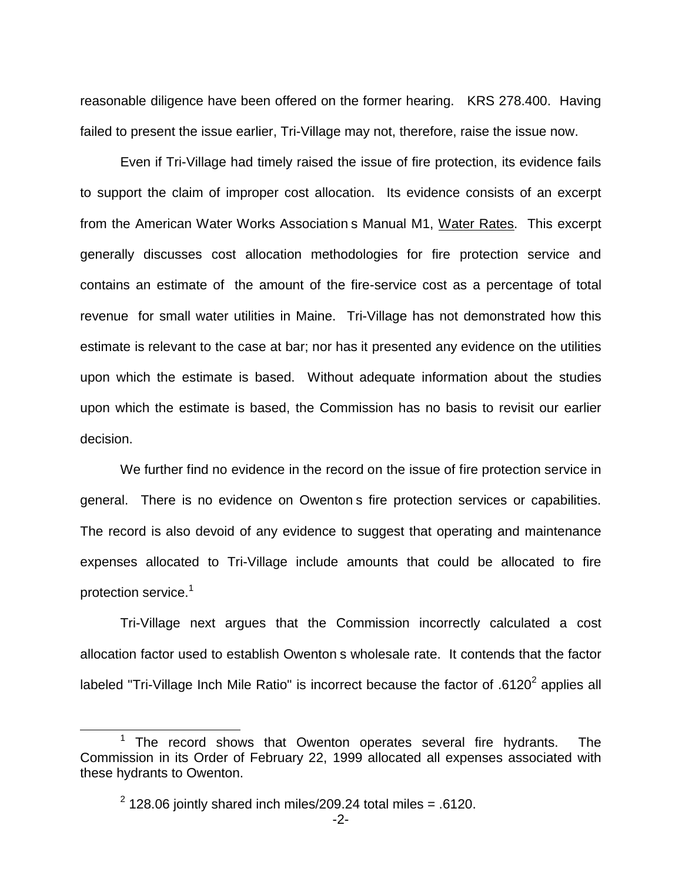reasonable diligence have been offered on the former hearing. KRS 278.400. Having failed to present the issue earlier, Tri-Village may not, therefore, raise the issue now.

Even if Tri-Village had timely raised the issue of fire protection, its evidence fails to support the claim of improper cost allocation. Its evidence consists of an excerpt from the American Water Works Association s Manual M1, Water Rates. This excerpt generally discusses cost allocation methodologies for fire protection service and contains an estimate of the amount of the fire-service cost as a percentage of total revenue for small water utilities in Maine. Tri-Village has not demonstrated how this estimate is relevant to the case at bar; nor has it presented any evidence on the utilities upon which the estimate is based. Without adequate information about the studies upon which the estimate is based, the Commission has no basis to revisit our earlier decision.

We further find no evidence in the record on the issue of fire protection service in general. There is no evidence on Owenton s fire protection services or capabilities. The record is also devoid of any evidence to suggest that operating and maintenance expenses allocated to Tri-Village include amounts that could be allocated to fire protection service.[1]

Tri-Village next argues that the Commission incorrectly calculated a cost allocation factor used to establish Owenton s wholesale rate. It contends that the factor labeled "Tri-Village Inch Mile Ratio" is incorrect because the factor of .6120[2] applies all

---

[1] The record shows that Owenton operates several fire hydrants. The Commission in its Order of February 22, 1999 allocated all expenses associated with these hydrants to Owenton.

[2] 128.06 jointly shared inch miles/209.24 total miles = .6120.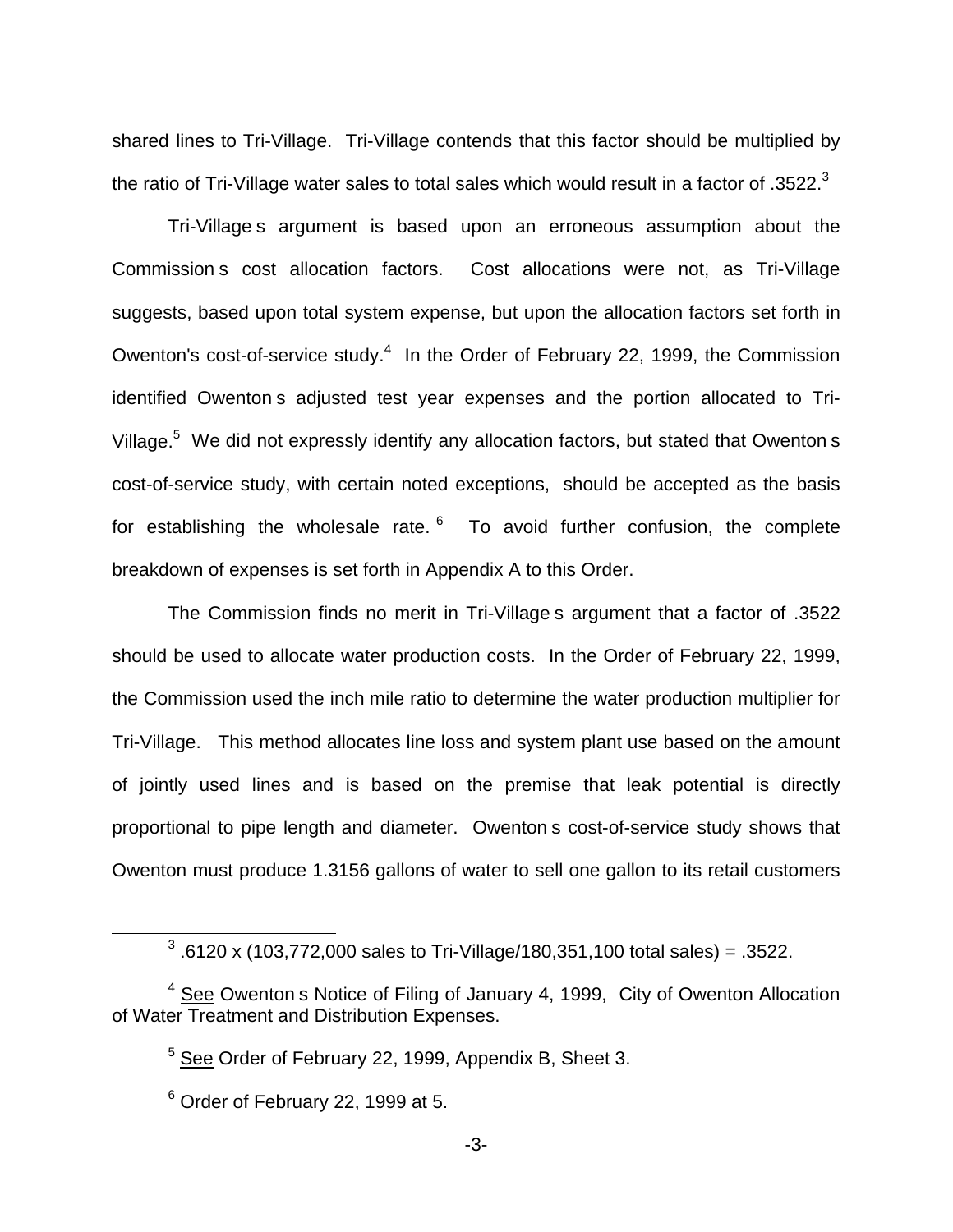shared lines to Tri-Village. Tri-Village contends that this factor should be multiplied by the ratio of Tri-Village water sales to total sales which would result in a factor of .3522.[3]

Tri-Village s argument is based upon an erroneous assumption about the Commission s cost allocation factors. Cost allocations were not, as Tri-Village suggests, based upon total system expense, but upon the allocation factors set forth in Owenton's cost-of-service study.[4] In the Order of February 22, 1999, the Commission identified Owenton s adjusted test year expenses and the portion allocated to Tri-Village.[5] We did not expressly identify any allocation factors, but stated that Owenton s cost-of-service study, with certain noted exceptions, should be accepted as the basis for establishing the wholesale rate.[6] To avoid further confusion, the complete breakdown of expenses is set forth in Appendix A to this Order.

The Commission finds no merit in Tri-Village s argument that a factor of .3522 should be used to allocate water production costs. In the Order of February 22, 1999, the Commission used the inch mile ratio to determine the water production multiplier for Tri-Village. This method allocates line loss and system plant use based on the amount of jointly used lines and is based on the premise that leak potential is directly proportional to pipe length and diameter. Owenton s cost-of-service study shows that Owenton must produce 1.3156 gallons of water to sell one gallon to its retail customers

---

[3] .6120 x (103,772,000 sales to Tri-Village/180,351,100 total sales) = .3522.

[4] See Owenton s Notice of Filing of January 4, 1999, City of Owenton Allocation of Water Treatment and Distribution Expenses.

[5] See Order of February 22, 1999, Appendix B, Sheet 3.

[6] Order of February 22, 1999 at 5.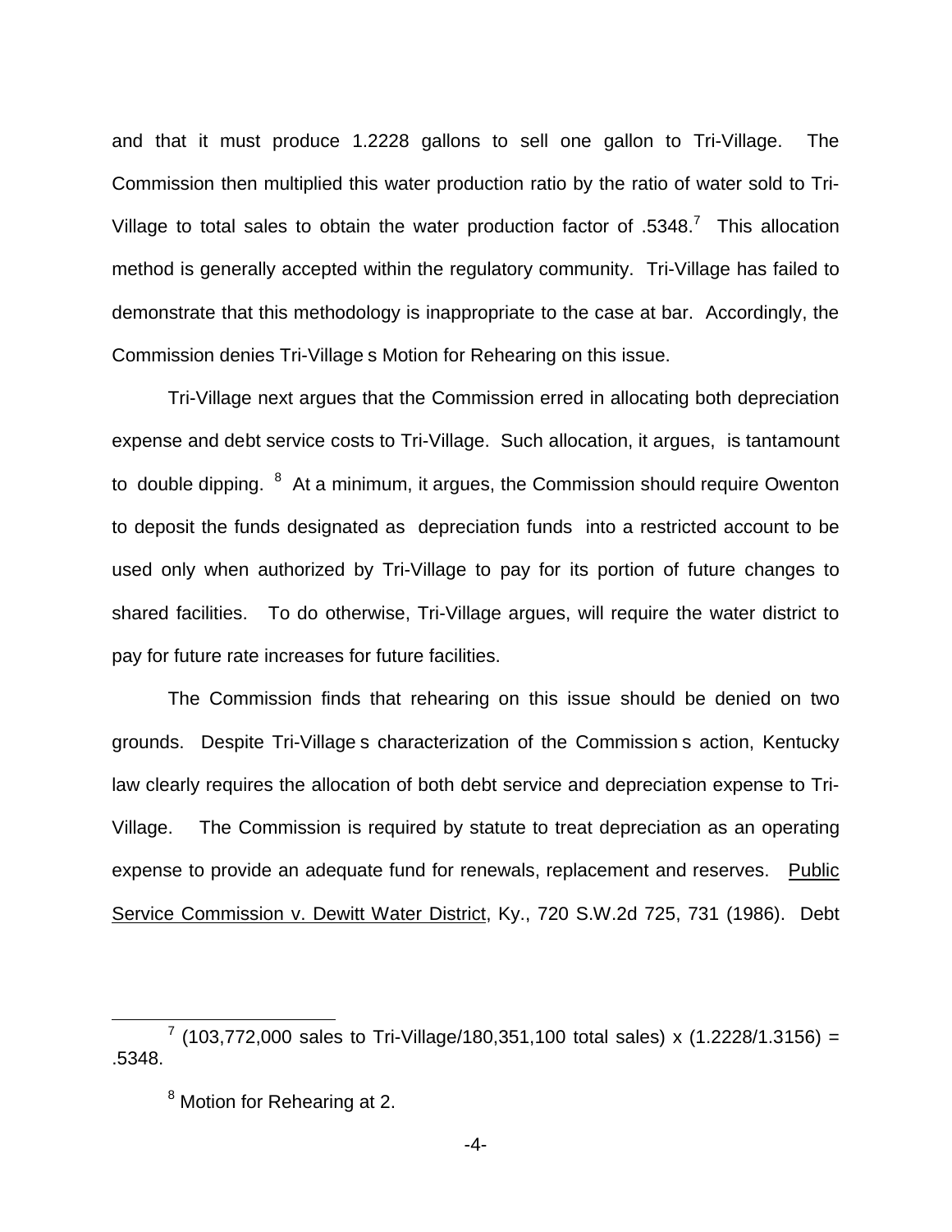and that it must produce 1.2228 gallons to sell one gallon to Tri-Village. The Commission then multiplied this water production ratio by the ratio of water sold to Tri-Village to total sales to obtain the water production factor of .5348.[7] This allocation method is generally accepted within the regulatory community. Tri-Village has failed to demonstrate that this methodology is inappropriate to the case at bar. Accordingly, the Commission denies Tri-Village s Motion for Rehearing on this issue.

Tri-Village next argues that the Commission erred in allocating both depreciation expense and debt service costs to Tri-Village. Such allocation, it argues, is tantamount to double dipping. [8] At a minimum, it argues, the Commission should require Owenton to deposit the funds designated as depreciation funds into a restricted account to be used only when authorized by Tri-Village to pay for its portion of future changes to shared facilities. To do otherwise, Tri-Village argues, will require the water district to pay for future rate increases for future facilities.

The Commission finds that rehearing on this issue should be denied on two grounds. Despite Tri-Village s characterization of the Commission s action, Kentucky law clearly requires the allocation of both debt service and depreciation expense to Tri-Village. The Commission is required by statute to treat depreciation as an operating expense to provide an adequate fund for renewals, replacement and reserves. Public Service Commission v. Dewitt Water District, Ky., 720 S.W.2d 725, 731 (1986). Debt

---

[7] (103,772,000 sales to Tri-Village/180,351,100 total sales) x (1.2228/1.3156) = .5348.

[8] Motion for Rehearing at 2.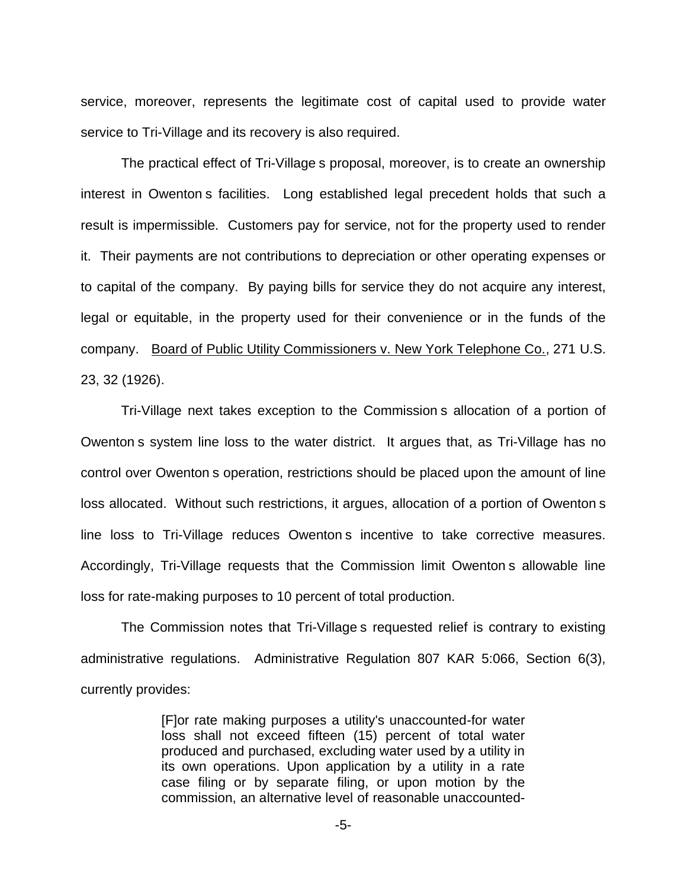service, moreover, represents the legitimate cost of capital used to provide water service to Tri-Village and its recovery is also required.

The practical effect of Tri-Village s proposal, moreover, is to create an ownership interest in Owenton s facilities. Long established legal precedent holds that such a result is impermissible. Customers pay for service, not for the property used to render it. Their payments are not contributions to depreciation or other operating expenses or to capital of the company. By paying bills for service they do not acquire any interest, legal or equitable, in the property used for their convenience or in the funds of the company. Board of Public Utility Commissioners v. New York Telephone Co., 271 U.S. 23, 32 (1926).

Tri-Village next takes exception to the Commission s allocation of a portion of Owenton s system line loss to the water district. It argues that, as Tri-Village has no control over Owenton s operation, restrictions should be placed upon the amount of line loss allocated. Without such restrictions, it argues, allocation of a portion of Owenton s line loss to Tri-Village reduces Owenton s incentive to take corrective measures. Accordingly, Tri-Village requests that the Commission limit Owenton s allowable line loss for rate-making purposes to 10 percent of total production.

The Commission notes that Tri-Village s requested relief is contrary to existing administrative regulations. Administrative Regulation 807 KAR 5:066, Section 6(3), currently provides:

> [F]or rate making purposes a utility's unaccounted-for water loss shall not exceed fifteen (15) percent of total water produced and purchased, excluding water used by a utility in its own operations. Upon application by a utility in a rate case filing or by separate filing, or upon motion by the commission, an alternative level of reasonable unaccounted-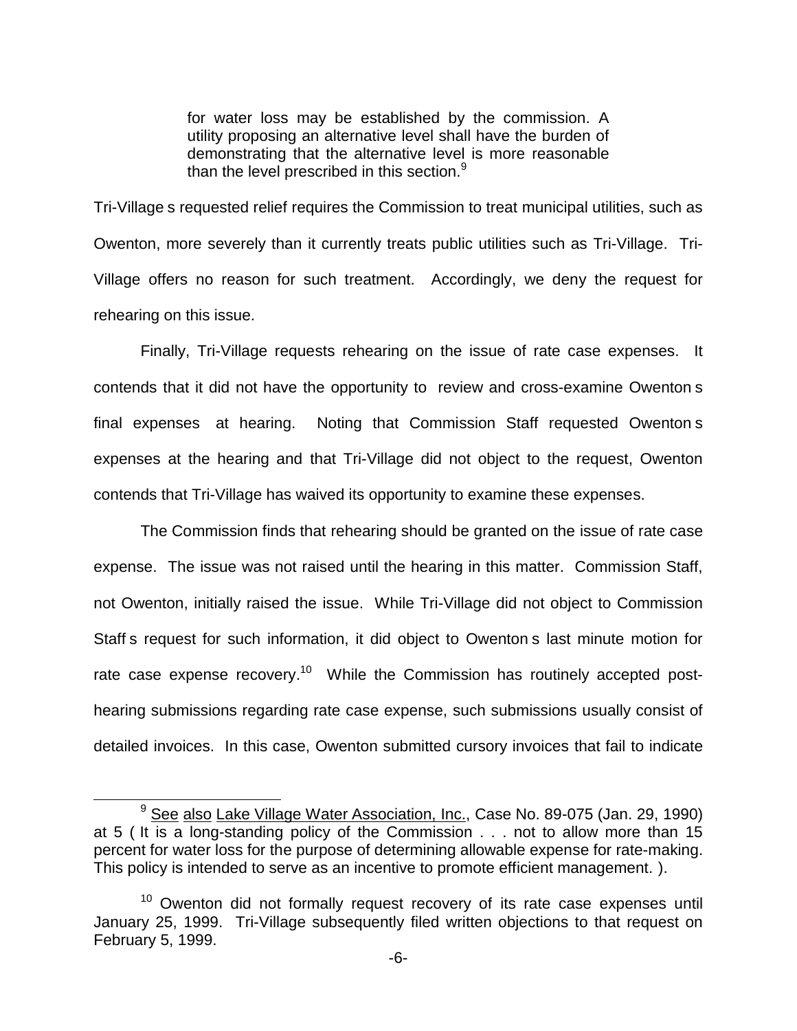> for water loss may be established by the commission. A utility proposing an alternative level shall have the burden of demonstrating that the alternative level is more reasonable than the level prescribed in this section.[9]

Tri-Village s requested relief requires the Commission to treat municipal utilities, such as Owenton, more severely than it currently treats public utilities such as Tri-Village. Tri-Village offers no reason for such treatment. Accordingly, we deny the request for rehearing on this issue.

Finally, Tri-Village requests rehearing on the issue of rate case expenses. It contends that it did not have the opportunity to review and cross-examine Owenton s final expenses at hearing. Noting that Commission Staff requested Owenton s expenses at the hearing and that Tri-Village did not object to the request, Owenton contends that Tri-Village has waived its opportunity to examine these expenses.

The Commission finds that rehearing should be granted on the issue of rate case expense. The issue was not raised until the hearing in this matter. Commission Staff, not Owenton, initially raised the issue. While Tri-Village did not object to Commission Staff s request for such information, it did object to Owenton s last minute motion for rate case expense recovery.[10] While the Commission has routinely accepted post-hearing submissions regarding rate case expense, such submissions usually consist of detailed invoices. In this case, Owenton submitted cursory invoices that fail to indicate

---

[9] See also Lake Village Water Association, Inc., Case No. 89-075 (Jan. 29, 1990) at 5 ( It is a long-standing policy of the Commission . . . not to allow more than 15 percent for water loss for the purpose of determining allowable expense for rate-making. This policy is intended to serve as an incentive to promote efficient management. ).

[10] Owenton did not formally request recovery of its rate case expenses until January 25, 1999. Tri-Village subsequently filed written objections to that request on February 5, 1999.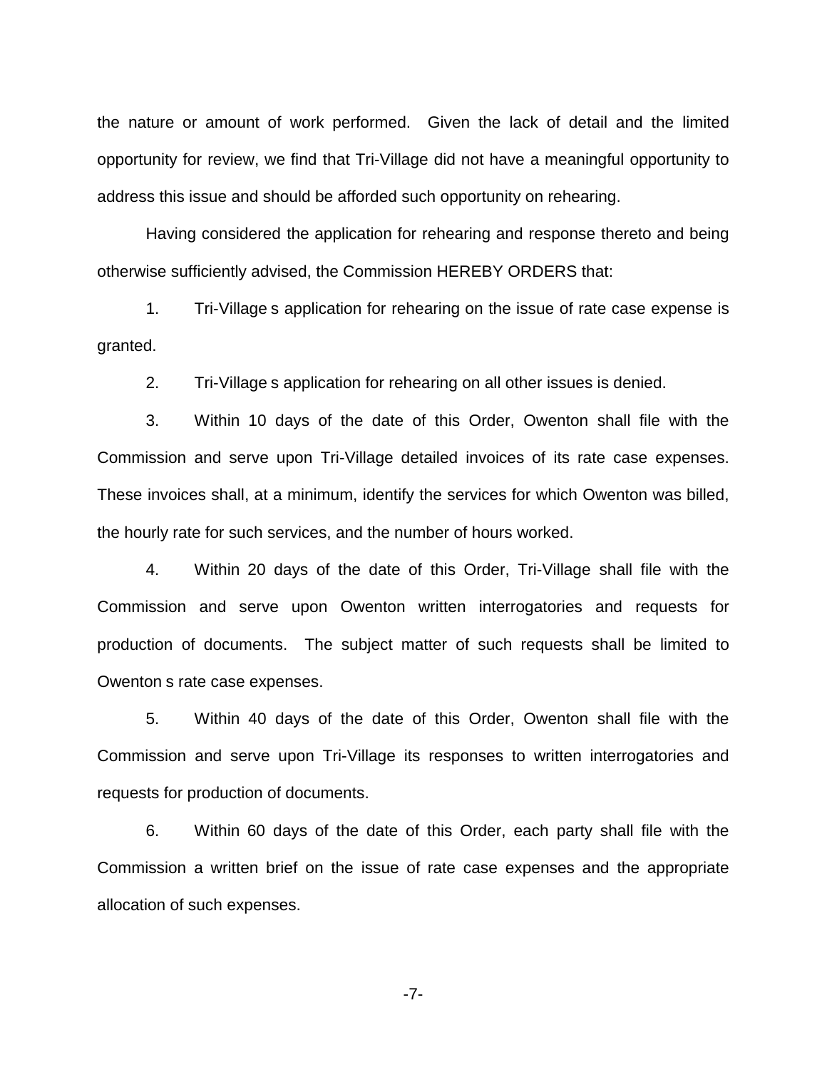the nature or amount of work performed. Given the lack of detail and the limited opportunity for review, we find that Tri-Village did not have a meaningful opportunity to address this issue and should be afforded such opportunity on rehearing.

Having considered the application for rehearing and response thereto and being otherwise sufficiently advised, the Commission HEREBY ORDERS that:

1. Tri-Village s application for rehearing on the issue of rate case expense is granted.

2. Tri-Village s application for rehearing on all other issues is denied.

3. Within 10 days of the date of this Order, Owenton shall file with the Commission and serve upon Tri-Village detailed invoices of its rate case expenses. These invoices shall, at a minimum, identify the services for which Owenton was billed, the hourly rate for such services, and the number of hours worked.

4. Within 20 days of the date of this Order, Tri-Village shall file with the Commission and serve upon Owenton written interrogatories and requests for production of documents. The subject matter of such requests shall be limited to Owenton s rate case expenses.

5. Within 40 days of the date of this Order, Owenton shall file with the Commission and serve upon Tri-Village its responses to written interrogatories and requests for production of documents.

6. Within 60 days of the date of this Order, each party shall file with the Commission a written brief on the issue of rate case expenses and the appropriate allocation of such expenses.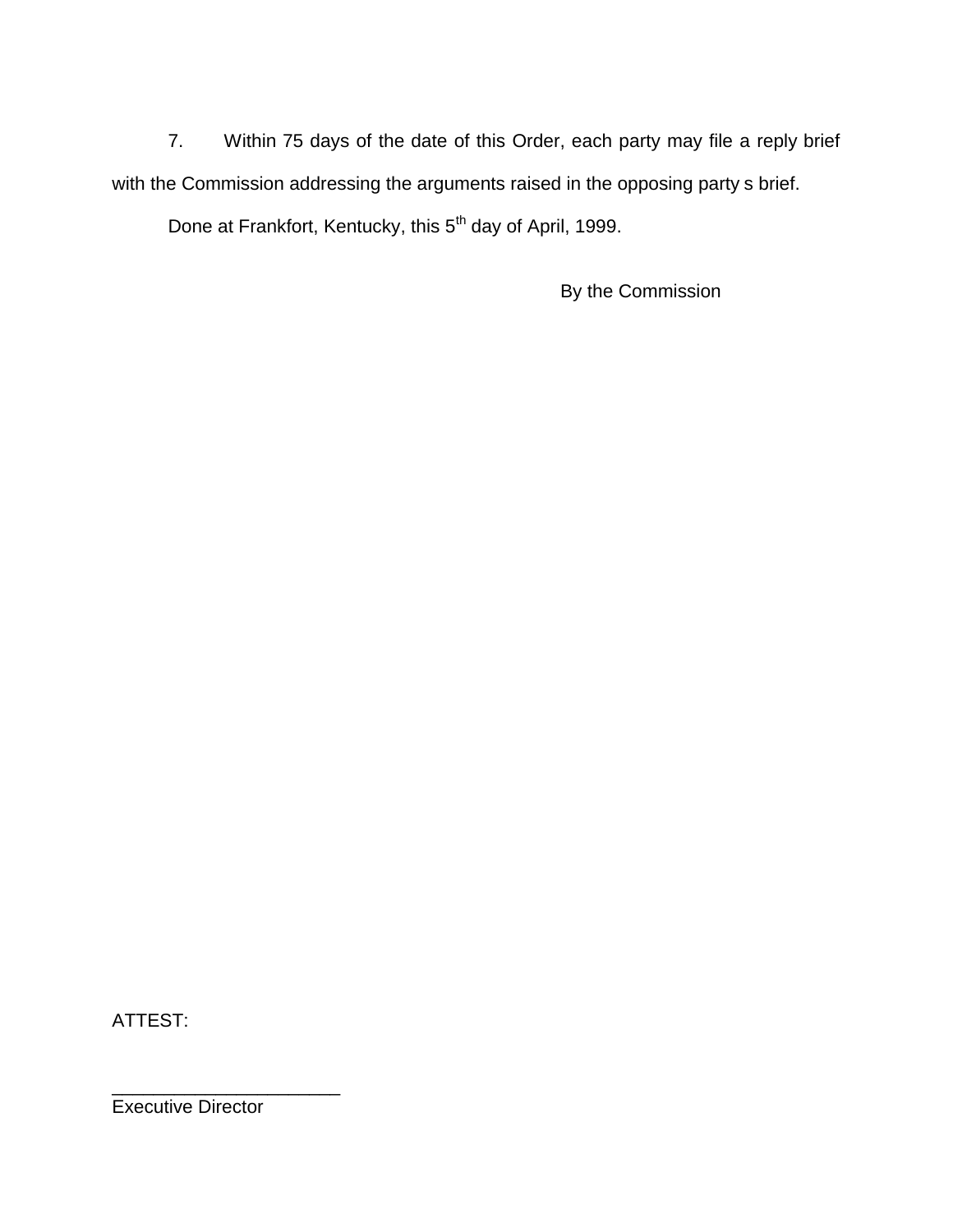7. Within 75 days of the date of this Order, each party may file a reply brief with the Commission addressing the arguments raised in the opposing party s brief.

Done at Frankfort, Kentucky, this 5th day of April, 1999.

By the Commission

ATTEST:

______________________
Executive Director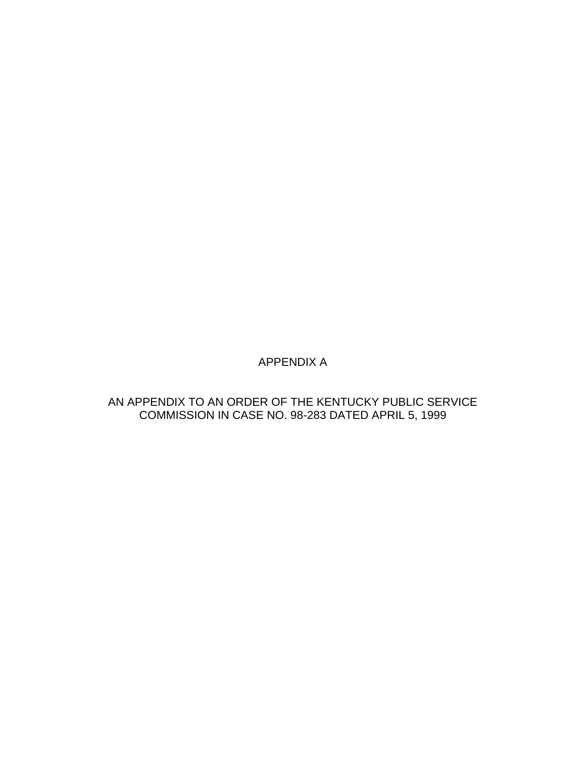APPENDIX A

AN APPENDIX TO AN ORDER OF THE KENTUCKY PUBLIC SERVICE COMMISSION IN CASE NO. 98-283 DATED APRIL 5, 1999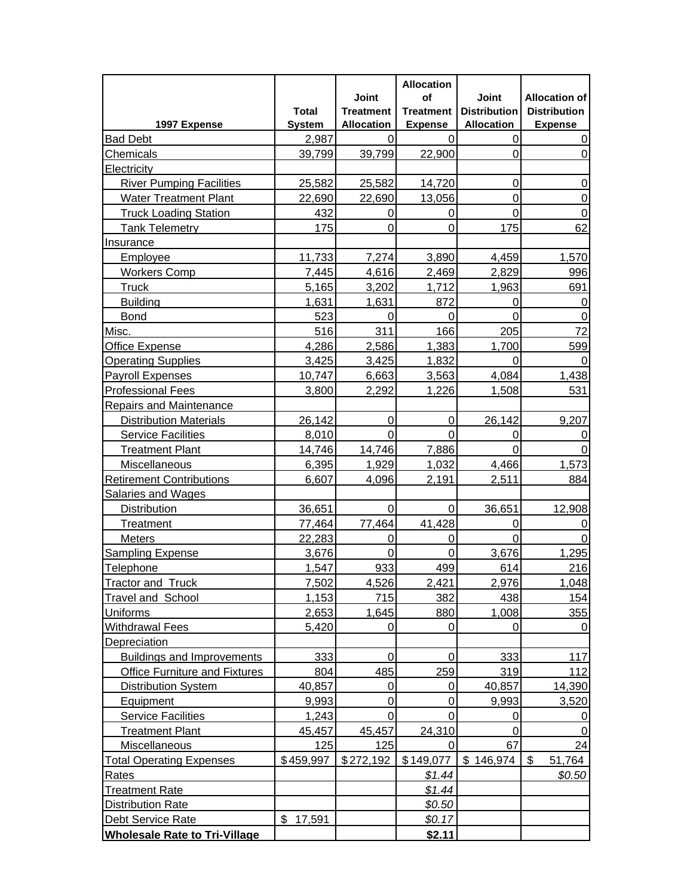| 1997 Expense | Total System | Joint Treatment Allocation | Allocation of Treatment Expense | Joint Distribution Allocation | Allocation of Distribution Expense |
|---|---|---|---|---|---|
| Bad Debt | 2,987 | 0 | 0 | 0 | 0 |
| Chemicals | 39,799 | 39,799 | 22,900 | 0 | 0 |
| Electricity | | | | | |
| River Pumping Facilities | 25,582 | 25,582 | 14,720 | 0 | 0 |
| Water Treatment Plant | 22,690 | 22,690 | 13,056 | 0 | 0 |
| Truck Loading Station | 432 | 0 | 0 | 0 | 0 |
| Tank Telemetry | 175 | 0 | 0 | 175 | 62 |
| Insurance | | | | | |
| Employee | 11,733 | 7,274 | 3,890 | 4,459 | 1,570 |
| Workers Comp | 7,445 | 4,616 | 2,469 | 2,829 | 996 |
| Truck | 5,165 | 3,202 | 1,712 | 1,963 | 691 |
| Building | 1,631 | 1,631 | 872 | 0 | 0 |
| Bond | 523 | 0 | 0 | 0 | 0 |
| Misc. | 516 | 311 | 166 | 205 | 72 |
| Office Expense | 4,286 | 2,586 | 1,383 | 1,700 | 599 |
| Operating Supplies | 3,425 | 3,425 | 1,832 | 0 | 0 |
| Payroll Expenses | 10,747 | 6,663 | 3,563 | 4,084 | 1,438 |
| Professional Fees | 3,800 | 2,292 | 1,226 | 1,508 | 531 |
| Repairs and Maintenance | | | | | |
| Distribution Materials | 26,142 | 0 | 0 | 26,142 | 9,207 |
| Service Facilities | 8,010 | 0 | 0 | 0 | 0 |
| Treatment Plant | 14,746 | 14,746 | 7,886 | 0 | 0 |
| Miscellaneous | 6,395 | 1,929 | 1,032 | 4,466 | 1,573 |
| Retirement Contributions | 6,607 | 4,096 | 2,191 | 2,511 | 884 |
| Salaries and Wages | | | | | |
| Distribution | 36,651 | 0 | 0 | 36,651 | 12,908 |
| Treatment | 77,464 | 77,464 | 41,428 | 0 | 0 |
| Meters | 22,283 | 0 | 0 | 0 | 0 |
| Sampling Expense | 3,676 | 0 | 0 | 3,676 | 1,295 |
| Telephone | 1,547 | 933 | 499 | 614 | 216 |
| Tractor and Truck | 7,502 | 4,526 | 2,421 | 2,976 | 1,048 |
| Travel and School | 1,153 | 715 | 382 | 438 | 154 |
| Uniforms | 2,653 | 1,645 | 880 | 1,008 | 355 |
| Withdrawal Fees | 5,420 | 0 | 0 | 0 | 0 |
| Depreciation | | | | | |
| Buildings and Improvements | 333 | 0 | 0 | 333 | 117 |
| Office Furniture and Fixtures | 804 | 485 | 259 | 319 | 112 |
| Distribution System | 40,857 | 0 | 0 | 40,857 | 14,390 |
| Equipment | 9,993 | 0 | 0 | 9,993 | 3,520 |
| Service Facilities | 1,243 | 0 | 0 | 0 | 0 |
| Treatment Plant | 45,457 | 45,457 | 24,310 | 0 | 0 |
| Miscellaneous | 125 | 125 | 0 | 67 | 24 |
| Total Operating Expenses | $459,997 | $272,192 | $149,077 | $ 146,974 | $ 51,764 |
| Rates | | | *$1.44* | | *$0.50* |
| Treatment Rate | | | *$1.44* | | |
| Distribution Rate | | | *$0.50* | | |
| Debt Service Rate | $ 17,591 | | *$0.17* | | |
| **Wholesale Rate to Tri-Village** | | | **$2.11** | | |